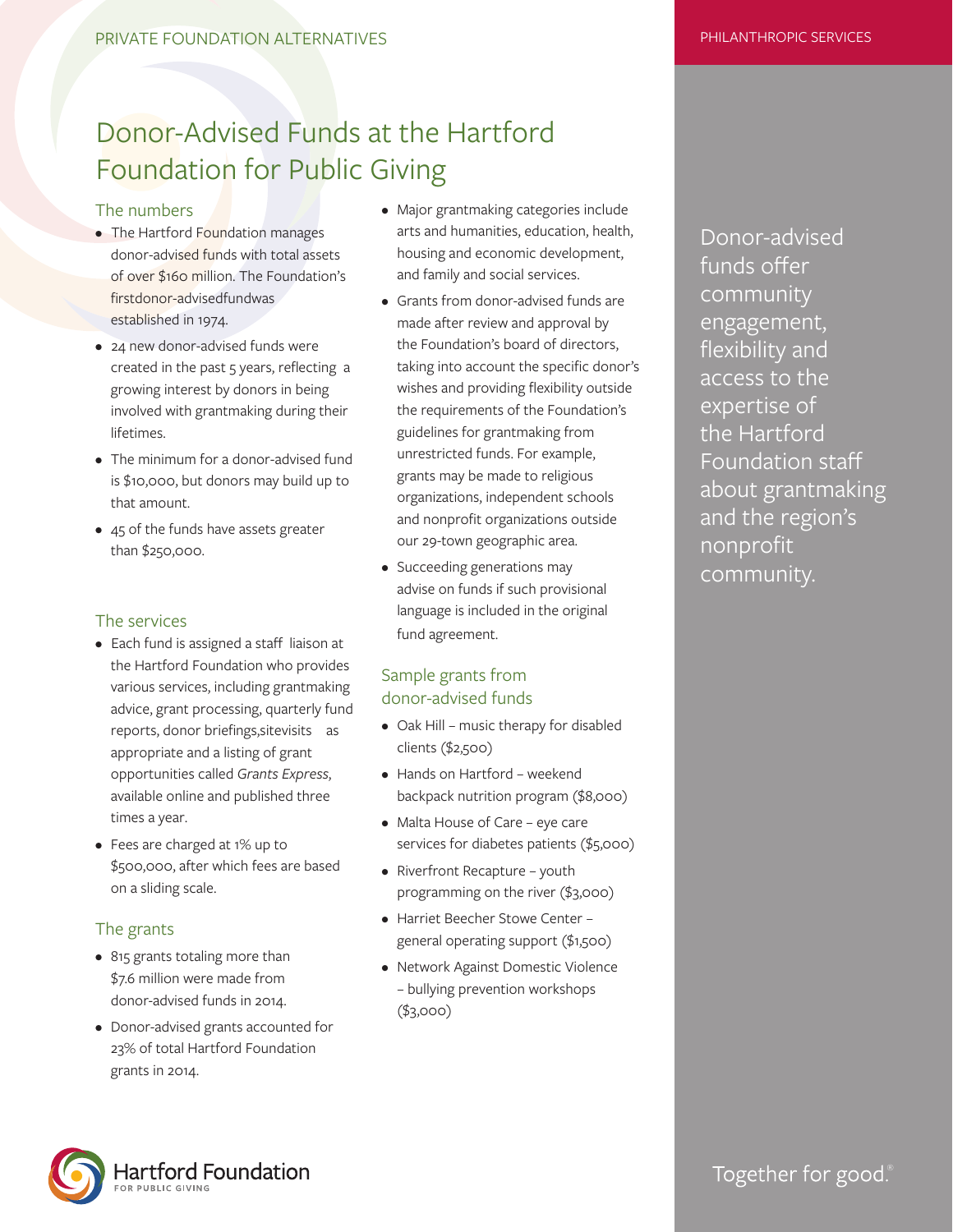PRIVATE FOUNDATION ALTERNATIVES

PHILANTHROPIC SERVICES

# Donor-Advised Funds at the Hartford Foundation for Public Giving

## The numbers

- The Hartford Foundation manages donor-advised funds with total assets of over $160 million. The Foundation's first donor-advised fund was established in 1974.
- 24 new donor-advised funds were created in the past 5 years, reflecting a growing interest by donors in being involved with grantmaking during their lifetimes.
- The minimum for a donor-advised fund is $10,000, but donors may build up to that amount.
- 45 of the funds have assets greater than $250,000.

## The services

- Each fund is assigned a staff liaison at the Hartford Foundation who provides various services, including grantmaking advice, grant processing, quarterly fund reports, donor briefings, site visits as appropriate and a listing of grant opportunities called *Grants Express*, available online and published three times a year.
- Fees are charged at 1% up to $500,000, after which fees are based on a sliding scale.

## The grants

- 815 grants totaling more than $7.6 million were made from donor-advised funds in 2014.
- Donor-advised grants accounted for 23% of total Hartford Foundation grants in 2014.
- Major grantmaking categories include arts and humanities, education, health, housing and economic development, and family and social services.
- Grants from donor-advised funds are made after review and approval by the Foundation's board of directors, taking into account the specific donor's wishes and providing flexibility outside the requirements of the Foundation's guidelines for grantmaking from unrestricted funds. For example, grants may be made to religious organizations, independent schools and nonprofit organizations outside our 29-town geographic area.
- Succeeding generations may advise on funds if such provisional language is included in the original fund agreement.

## Sample grants from donor-advised funds

- Oak Hill – music therapy for disabled clients ($2,500)
- Hands on Hartford – weekend backpack nutrition program ($8,000)
- Malta House of Care – eye care services for diabetes patients ($5,000)
- Riverfront Recapture – youth programming on the river ($3,000)
- Harriet Beecher Stowe Center – general operating support ($1,500)
- Network Against Domestic Violence – bullying prevention workshops ($3,000)

Donor-advised funds offer community engagement, flexibility and access to the expertise of the Hartford Foundation staff about grantmaking and the region's nonprofit community.

Hartford Foundation FOR PUBLIC GIVING

Together for good.®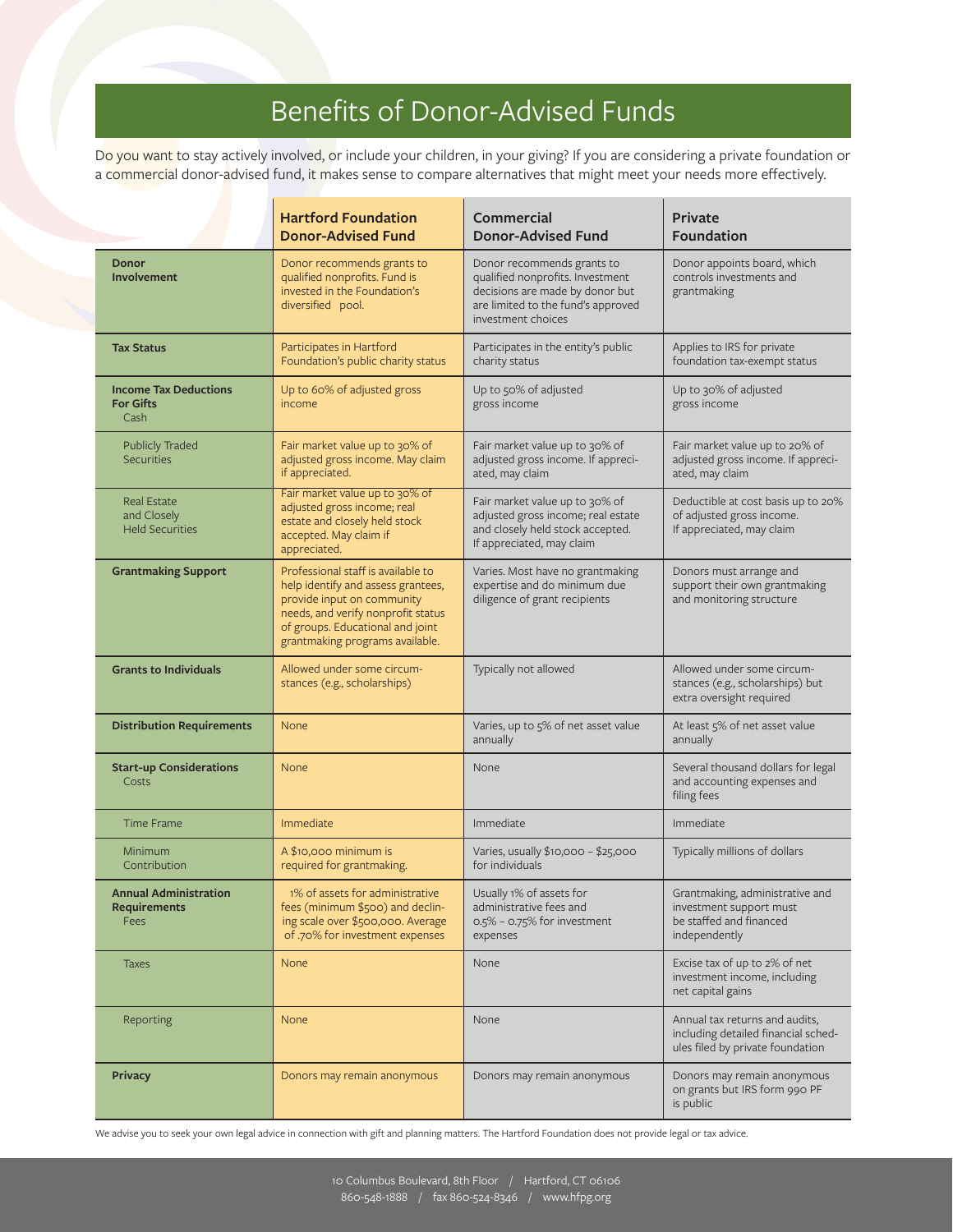# Benefits of Donor-Advised Funds

Do you want to stay actively involved, or include your children, in your giving? If you are considering a private foundation or a commercial donor-advised fund, it makes sense to compare alternatives that might meet your needs more effectively.

| | **Hartford Foundation Donor-Advised Fund** | **Commercial Donor-Advised Fund** | **Private Foundation** |
|---|---|---|---|
| **Donor Involvement** | Donor recommends grants to qualified nonprofits. Fund is invested in the Foundation's diversified pool. | Donor recommends grants to qualified nonprofits. Investment decisions are made by donor but are limited to the fund's approved investment choices | Donor appoints board, which controls investments and grantmaking |
| **Tax Status** | Participates in Hartford Foundation's public charity status | Participates in the entity's public charity status | Applies to IRS for private foundation tax-exempt status |
| **Income Tax Deductions For Gifts** Cash | Up to 60% of adjusted gross income | Up to 50% of adjusted gross income | Up to 30% of adjusted gross income |
| Publicly Traded Securities | Fair market value up to 30% of adjusted gross income. May claim if appreciated. | Fair market value up to 30% of adjusted gross income. If appreciated, may claim | Fair market value up to 20% of adjusted gross income. If appreciated, may claim |
| Real Estate and Closely Held Securities | Fair market value up to 30% of adjusted gross income; real estate and closely held stock accepted. May claim if appreciated. | Fair market value up to 30% of adjusted gross income; real estate and closely held stock accepted. If appreciated, may claim | Deductible at cost basis up to 20% of adjusted gross income. If appreciated, may claim |
| **Grantmaking Support** | Professional staff is available to help identify and assess grantees, provide input on community needs, and verify nonprofit status of groups. Educational and joint grantmaking programs available. | Varies. Most have no grantmaking expertise and do minimum due diligence of grant recipients | Donors must arrange and support their own grantmaking and monitoring structure |
| **Grants to Individuals** | Allowed under some circumstances (e.g., scholarships) | Typically not allowed | Allowed under some circumstances (e.g., scholarships) but extra oversight required |
| **Distribution Requirements** | None | Varies, up to 5% of net asset value annually | At least 5% of net asset value annually |
| **Start-up Considerations** Costs | None | None | Several thousand dollars for legal and accounting expenses and filing fees |
| Time Frame | Immediate | Immediate | Immediate |
| Minimum Contribution | A $10,000 minimum is required for grantmaking. | Varies, usually $10,000 – $25,000 for individuals | Typically millions of dollars |
| **Annual Administration Requirements** Fees | 1% of assets for administrative fees (minimum $500) and declining scale over $500,000. Average of .70% for investment expenses | Usually 1% of assets for administrative fees and 0.5% – 0.75% for investment expenses | Grantmaking, administrative and investment support must be staffed and financed independently |
| Taxes | None | None | Excise tax of up to 2% of net investment income, including net capital gains |
| Reporting | None | None | Annual tax returns and audits, including detailed financial schedules filed by private foundation |
| **Privacy** | Donors may remain anonymous | Donors may remain anonymous | Donors may remain anonymous on grants but IRS form 990 PF is public |

We advise you to seek your own legal advice in connection with gift and planning matters. The Hartford Foundation does not provide legal or tax advice.

10 Columbus Boulevard, 8th Floor / Hartford, CT 06106
860-548-1888 / fax 860-524-8346 / www.hfpg.org